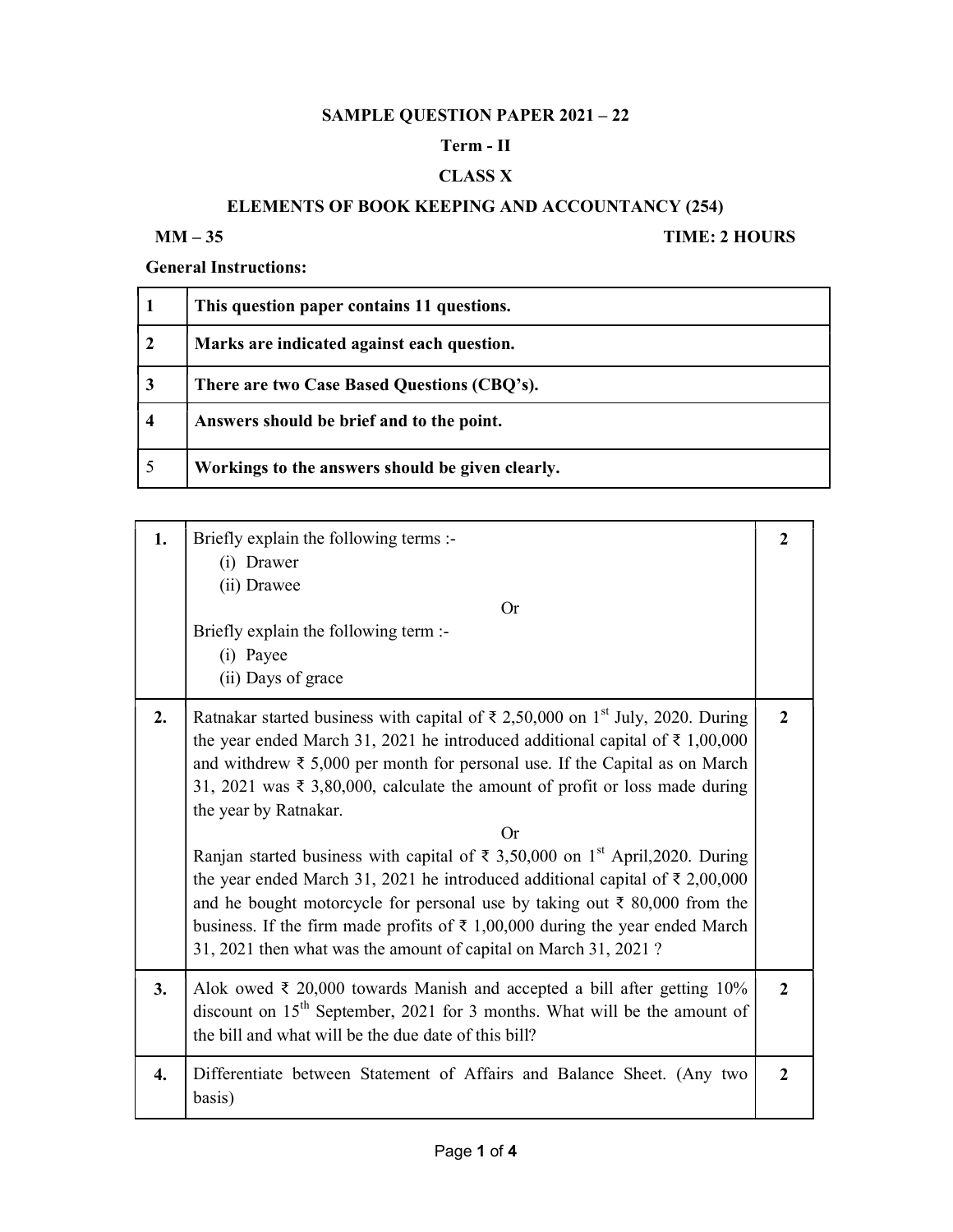# SAMPLE QUESTION PAPER 2021 – 22

## Term - II

## CLASS X

## ELEMENTS OF BOOK KEEPING AND ACCOUNTANCY (254)

**MM – 35** **TIME: 2 HOURS**

**General Instructions:**

| | |
|---|---|
| 1 | **This question paper contains 11 questions.** |
| 2 | **Marks are indicated against each question.** |
| 3 | **There are two Case Based Questions (CBQ's).** |
| 4 | **Answers should be brief and to the point.** |
| 5 | **Workings to the answers should be given clearly.** |

| | | |
|---|---|---|
| **1.** | Briefly explain the following terms :-<br>(i) Drawer<br>(ii) Drawee<br>Or<br>Briefly explain the following term :-<br>(i) Payee<br>(ii) Days of grace | **2** |
| **2.** | Ratnakar started business with capital of ₹ 2,50,000 on 1st July, 2020. During the year ended March 31, 2021 he introduced additional capital of ₹ 1,00,000 and withdrew ₹ 5,000 per month for personal use. If the Capital as on March 31, 2021 was ₹ 3,80,000, calculate the amount of profit or loss made during the year by Ratnakar.<br>Or<br>Ranjan started business with capital of ₹ 3,50,000 on 1st April,2020. During the year ended March 31, 2021 he introduced additional capital of ₹ 2,00,000 and he bought motorcycle for personal use by taking out ₹ 80,000 from the business. If the firm made profits of ₹ 1,00,000 during the year ended March 31, 2021 then what was the amount of capital on March 31, 2021 ? | **2** |
| **3.** | Alok owed ₹ 20,000 towards Manish and accepted a bill after getting 10% discount on 15th September, 2021 for 3 months. What will be the amount of the bill and what will be the due date of this bill? | **2** |
| **4.** | Differentiate between Statement of Affairs and Balance Sheet. (Any two basis) | **2** |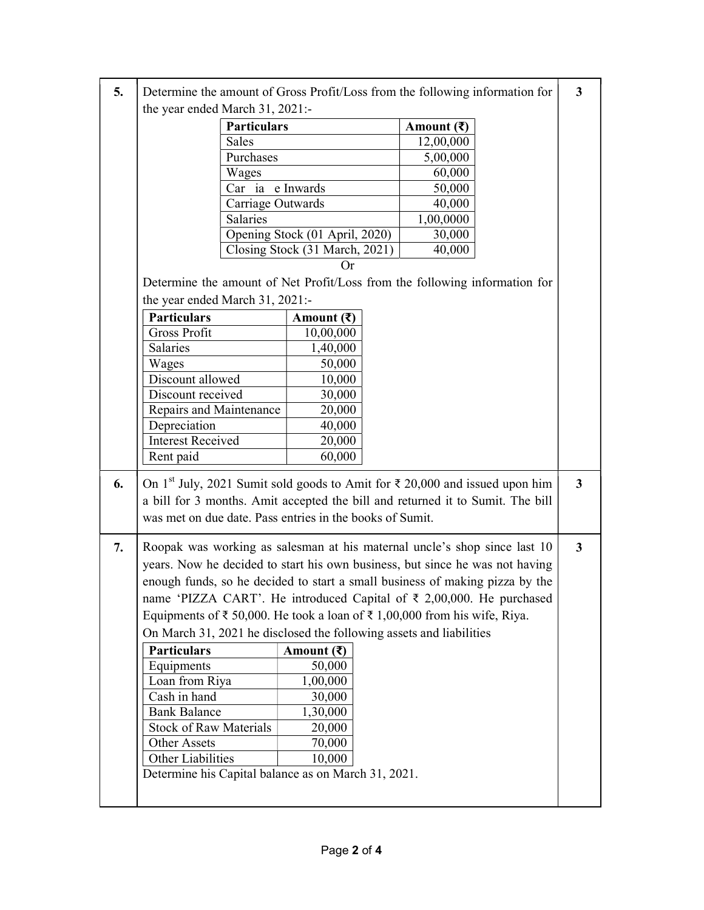**5.** Determine the amount of Gross Profit/Loss from the following information for the year ended March 31, 2021:- **3**

| Particulars | Amount (₹) |
|---|---|
| Sales | 12,00,000 |
| Purchases | 5,00,000 |
| Wages | 60,000 |
| Car ia e Inwards | 50,000 |
| Carriage Outwards | 40,000 |
| Salaries | 1,00,0000 |
| Opening Stock (01 April, 2020) | 30,000 |
| Closing Stock (31 March, 2021) | 40,000 |

Or

Determine the amount of Net Profit/Loss from the following information for the year ended March 31, 2021:-

| Particulars | Amount (₹) |
|---|---|
| Gross Profit | 10,00,000 |
| Salaries | 1,40,000 |
| Wages | 50,000 |
| Discount allowed | 10,000 |
| Discount received | 30,000 |
| Repairs and Maintenance | 20,000 |
| Depreciation | 40,000 |
| Interest Received | 20,000 |
| Rent paid | 60,000 |

**6.** On 1st July, 2021 Sumit sold goods to Amit for ₹ 20,000 and issued upon him a bill for 3 months. Amit accepted the bill and returned it to Sumit. The bill was met on due date. Pass entries in the books of Sumit. **3**

**7.** Roopak was working as salesman at his maternal uncle's shop since last 10 years. Now he decided to start his own business, but since he was not having enough funds, so he decided to start a small business of making pizza by the name 'PIZZA CART'. He introduced Capital of ₹ 2,00,000. He purchased Equipments of ₹ 50,000. He took a loan of ₹ 1,00,000 from his wife, Riya. **3**

On March 31, 2021 he disclosed the following assets and liabilities

| Particulars | Amount (₹) |
|---|---|
| Equipments | 50,000 |
| Loan from Riya | 1,00,000 |
| Cash in hand | 30,000 |
| Bank Balance | 1,30,000 |
| Stock of Raw Materials | 20,000 |
| Other Assets | 70,000 |
| Other Liabilities | 10,000 |

Determine his Capital balance as on March 31, 2021.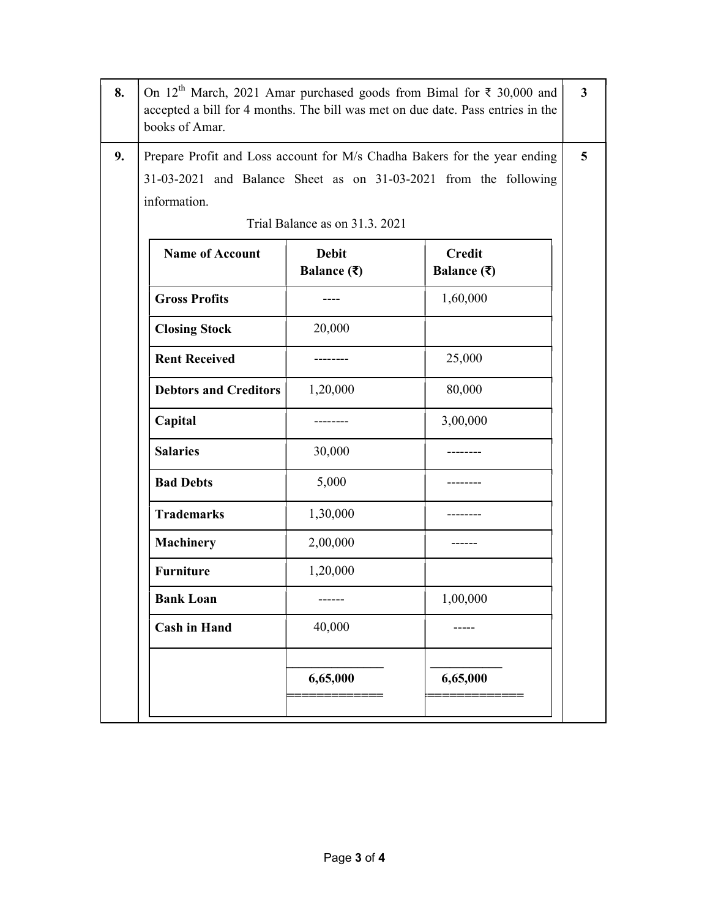| | | |
|---|---|---|
| 8. | On 12th March, 2021 Amar purchased goods from Bimal for ₹ 30,000 and accepted a bill for 4 months. The bill was met on due date. Pass entries in the books of Amar. | 3 |
| 9. | Prepare Profit and Loss account for M/s Chadha Bakers for the year ending 31-03-2021 and Balance Sheet as on 31-03-2021 from the following information. | 5 |

Trial Balance as on 31.3. 2021

| Name of Account | Debit Balance (₹) | Credit Balance (₹) |
|---|---|---|
| **Gross Profits** | ---- | 1,60,000 |
| **Closing Stock** | 20,000 | |
| **Rent Received** | -------- | 25,000 |
| **Debtors and Creditors** | 1,20,000 | 80,000 |
| **Capital** | -------- | 3,00,000 |
| **Salaries** | 30,000 | -------- |
| **Bad Debts** | 5,000 | -------- |
| **Trademarks** | 1,30,000 | -------- |
| **Machinery** | 2,00,000 | ------ |
| **Furniture** | 1,20,000 | |
| **Bank Loan** | ------ | 1,00,000 |
| **Cash in Hand** | 40,000 | ----- |
| | **6,65,000** | **6,65,000** |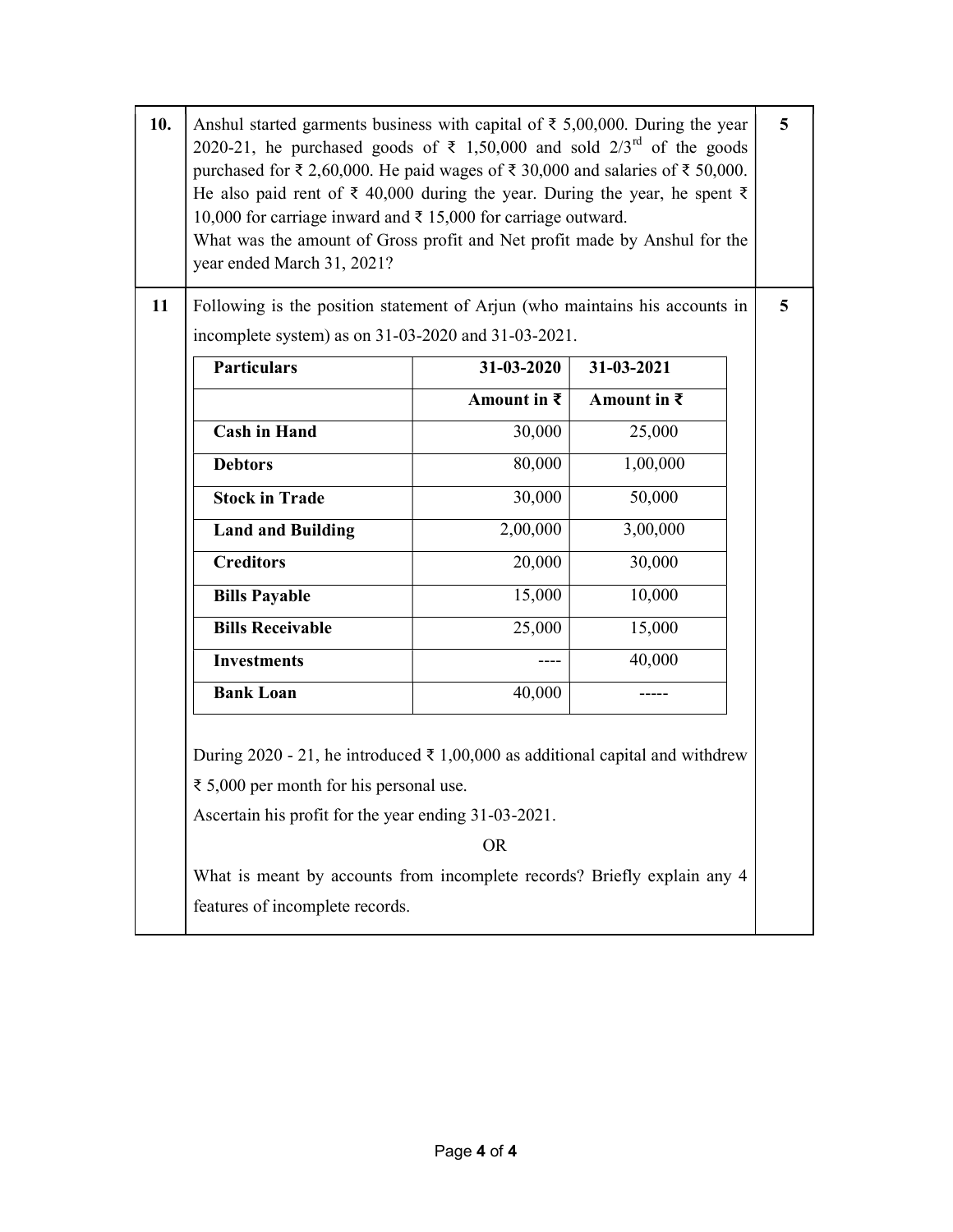**10.** Anshul started garments business with capital of ₹ 5,00,000. During the year 2020-21, he purchased goods of ₹ 1,50,000 and sold 2/3rd of the goods purchased for ₹ 2,60,000. He paid wages of ₹ 30,000 and salaries of ₹ 50,000. He also paid rent of ₹ 40,000 during the year. During the year, he spent ₹ 10,000 for carriage inward and ₹ 15,000 for carriage outward.
What was the amount of Gross profit and Net profit made by Anshul for the year ended March 31, 2021? **5**

**11** Following is the position statement of Arjun (who maintains his accounts in incomplete system) as on 31-03-2020 and 31-03-2021. **5**

| Particulars | 31-03-2020 | 31-03-2021 |
|---|---|---|
| | Amount in ₹ | Amount in ₹ |
| Cash in Hand | 30,000 | 25,000 |
| Debtors | 80,000 | 1,00,000 |
| Stock in Trade | 30,000 | 50,000 |
| Land and Building | 2,00,000 | 3,00,000 |
| Creditors | 20,000 | 30,000 |
| Bills Payable | 15,000 | 10,000 |
| Bills Receivable | 25,000 | 15,000 |
| Investments | ---- | 40,000 |
| Bank Loan | 40,000 | ----- |

During 2020 - 21, he introduced ₹ 1,00,000 as additional capital and withdrew ₹ 5,000 per month for his personal use.

Ascertain his profit for the year ending 31-03-2021.

OR

What is meant by accounts from incomplete records? Briefly explain any 4 features of incomplete records.